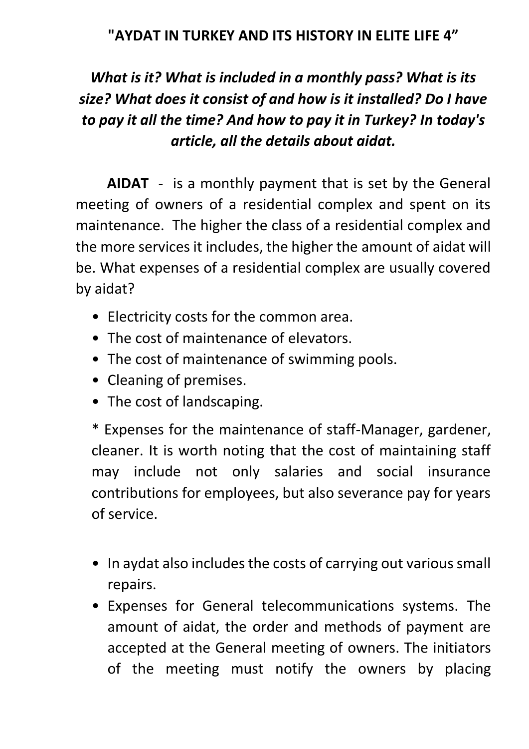# "AYDAT IN TURKEY AND ITS HISTORY IN ELITE LIFE 4"

***What is it? What is included in a monthly pass? What is its size? What does it consist of and how is it installed? Do I have to pay it all the time? And how to pay it in Turkey? In today's article, all the details about aidat.***

**AIDAT** - is a monthly payment that is set by the General meeting of owners of a residential complex and spent on its maintenance. The higher the class of a residential complex and the more services it includes, the higher the amount of aidat will be. What expenses of a residential complex are usually covered by aidat?

- Electricity costs for the common area.
- The cost of maintenance of elevators.
- The cost of maintenance of swimming pools.
- Cleaning of premises.
- The cost of landscaping.

* Expenses for the maintenance of staff-Manager, gardener, cleaner. It is worth noting that the cost of maintaining staff may include not only salaries and social insurance contributions for employees, but also severance pay for years of service.

- In aydat also includes the costs of carrying out various small repairs.
- Expenses for General telecommunications systems. The amount of aidat, the order and methods of payment are accepted at the General meeting of owners. The initiators of the meeting must notify the owners by placing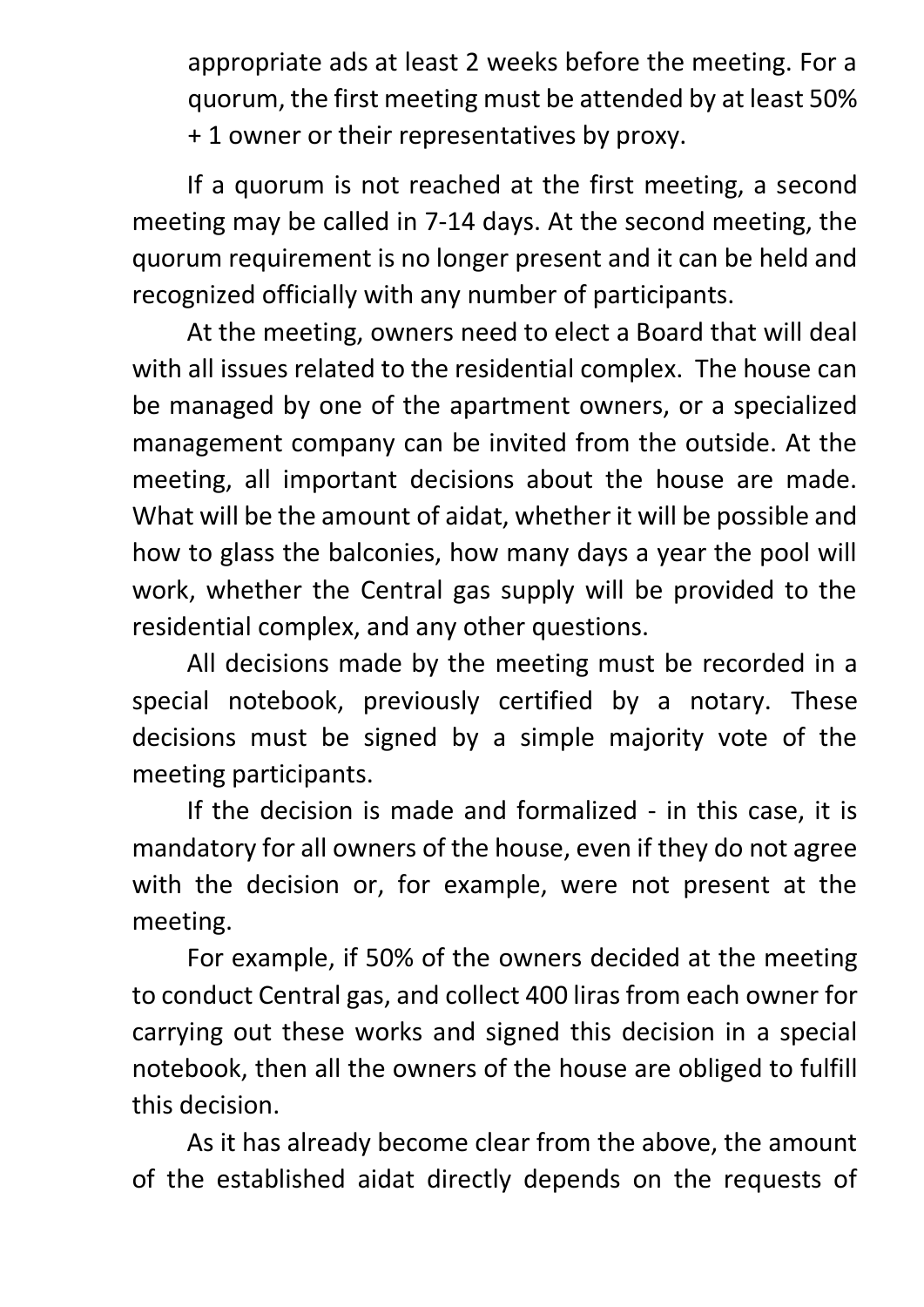appropriate ads at least 2 weeks before the meeting. For a quorum, the first meeting must be attended by at least 50% + 1 owner or their representatives by proxy.

If a quorum is not reached at the first meeting, a second meeting may be called in 7-14 days. At the second meeting, the quorum requirement is no longer present and it can be held and recognized officially with any number of participants.

At the meeting, owners need to elect a Board that will deal with all issues related to the residential complex.  The house can be managed by one of the apartment owners, or a specialized management company can be invited from the outside. At the meeting, all important decisions about the house are made. What will be the amount of aidat, whether it will be possible and how to glass the balconies, how many days a year the pool will work, whether the Central gas supply will be provided to the residential complex, and any other questions.

All decisions made by the meeting must be recorded in a special notebook, previously certified by a notary. These decisions must be signed by a simple majority vote of the meeting participants.

If the decision is made and formalized - in this case, it is mandatory for all owners of the house, even if they do not agree with the decision or, for example, were not present at the meeting.

For example, if 50% of the owners decided at the meeting to conduct Central gas, and collect 400 liras from each owner for carrying out these works and signed this decision in a special notebook, then all the owners of the house are obliged to fulfill this decision.

As it has already become clear from the above, the amount of the established aidat directly depends on the requests of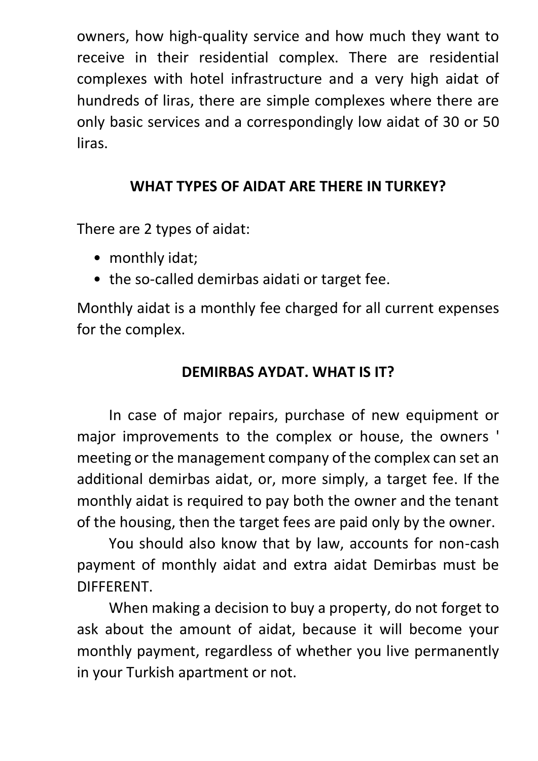owners, how high-quality service and how much they want to receive in their residential complex. There are residential complexes with hotel infrastructure and a very high aidat of hundreds of liras, there are simple complexes where there are only basic services and a correspondingly low aidat of 30 or 50 liras.

## WHAT TYPES OF AIDAT ARE THERE IN TURKEY?

There are 2 types of aidat:

- monthly idat;
- the so-called demirbas aidati or target fee.

Monthly aidat is a monthly fee charged for all current expenses for the complex.

## DEMIRBAS AYDAT. WHAT IS IT?

In case of major repairs, purchase of new equipment or major improvements to the complex or house, the owners ' meeting or the management company of the complex can set an additional demirbas aidat, or, more simply, a target fee. If the monthly aidat is required to pay both the owner and the tenant of the housing, then the target fees are paid only by the owner.

You should also know that by law, accounts for non-cash payment of monthly aidat and extra aidat Demirbas must be DIFFERENT.

When making a decision to buy a property, do not forget to ask about the amount of aidat, because it will become your monthly payment, regardless of whether you live permanently in your Turkish apartment or not.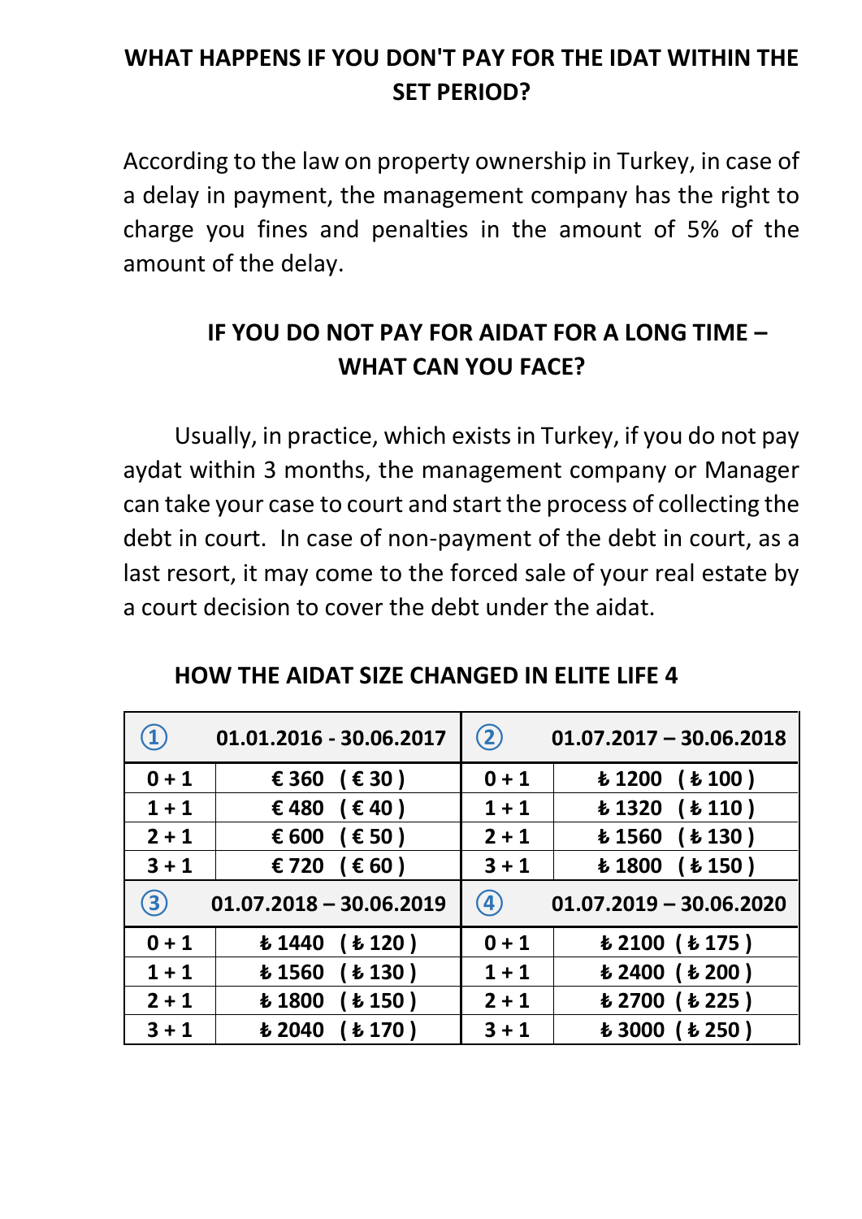## WHAT HAPPENS IF YOU DON'T PAY FOR THE IDAT WITHIN THE SET PERIOD?

According to the law on property ownership in Turkey, in case of a delay in payment, the management company has the right to charge you fines and penalties in the amount of 5% of the amount of the delay.

## IF YOU DO NOT PAY FOR AIDAT FOR A LONG TIME – WHAT CAN YOU FACE?

Usually, in practice, which exists in Turkey, if you do not pay aydat within 3 months, the management company or Manager can take your case to court and start the process of collecting the debt in court. In case of non-payment of the debt in court, as a last resort, it may come to the forced sale of your real estate by a court decision to cover the debt under the aidat.

## HOW THE AIDAT SIZE CHANGED IN ELITE LIFE 4

| ① | 01.01.2016 - 30.06.2017 | ② | 01.07.2017 – 30.06.2018 |
|---|---|---|---|
| 0 + 1 | € 360 ( € 30 ) | 0 + 1 | ₺ 1200 ( ₺ 100 ) |
| 1 + 1 | € 480 ( € 40 ) | 1 + 1 | ₺ 1320 ( ₺ 110 ) |
| 2 + 1 | € 600 ( € 50 ) | 2 + 1 | ₺ 1560 ( ₺ 130 ) |
| 3 + 1 | € 720 ( € 60 ) | 3 + 1 | ₺ 1800 ( ₺ 150 ) |
| ③ | 01.07.2018 – 30.06.2019 | ④ | 01.07.2019 – 30.06.2020 |
| 0 + 1 | ₺ 1440 ( ₺ 120 ) | 0 + 1 | ₺ 2100 ( ₺ 175 ) |
| 1 + 1 | ₺ 1560 ( ₺ 130 ) | 1 + 1 | ₺ 2400 ( ₺ 200 ) |
| 2 + 1 | ₺ 1800 ( ₺ 150 ) | 2 + 1 | ₺ 2700 ( ₺ 225 ) |
| 3 + 1 | ₺ 2040 ( ₺ 170 ) | 3 + 1 | ₺ 3000 ( ₺ 250 ) |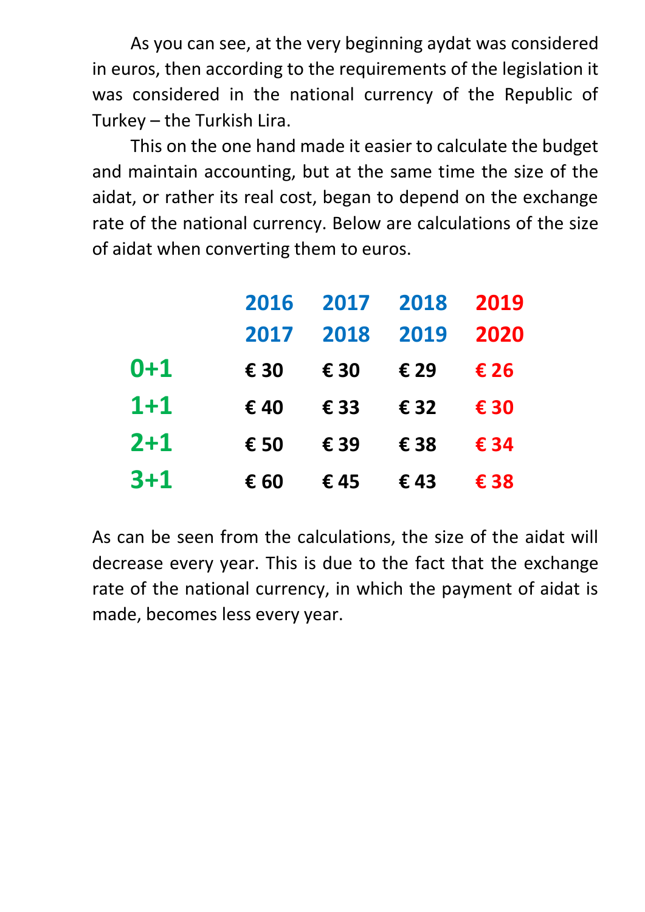As you can see, at the very beginning aydat was considered in euros, then according to the requirements of the legislation it was considered in the national currency of the Republic of Turkey – the Turkish Lira.

This on the one hand made it easier to calculate the budget and maintain accounting, but at the same time the size of the aidat, or rather its real cost, began to depend on the exchange rate of the national currency. Below are calculations of the size of aidat when converting them to euros.

| | 2016 2017 | 2017 2018 | 2018 2019 | 2019 2020 |
|---|---|---|---|---|
| **0+1** | **€ 30** | **€ 30** | **€ 29** | **€ 26** |
| **1+1** | **€ 40** | **€ 33** | **€ 32** | **€ 30** |
| **2+1** | **€ 50** | **€ 39** | **€ 38** | **€ 34** |
| **3+1** | **€ 60** | **€ 45** | **€ 43** | **€ 38** |

As can be seen from the calculations, the size of the aidat will decrease every year. This is due to the fact that the exchange rate of the national currency, in which the payment of aidat is made, becomes less every year.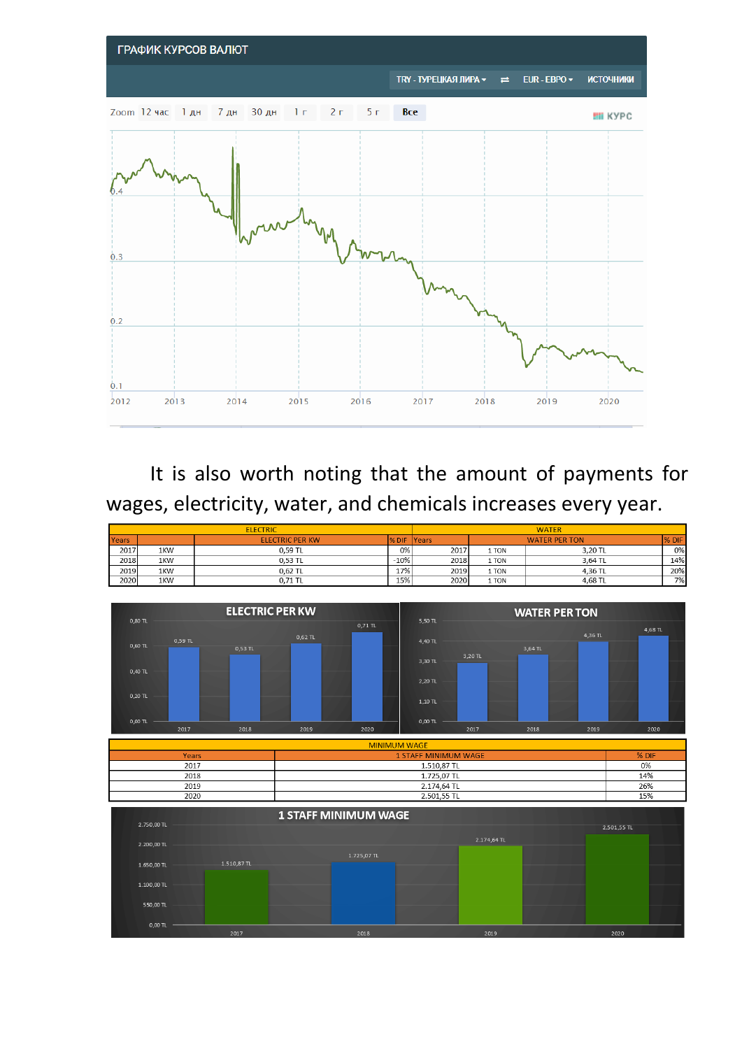It is also worth noting that the amount of payments for wages, electricity, water, and chemicals increases every year.

| ELECTRIC | | | | WATER | | | |
|---|---|---|---|---|---|---|---|
| Years | | ELECTRIC PER KW | % DIF | Years | | WATER PER TON | % DIF |
| 2017 | 1KW | 0,59 TL | 0% | 2017 | 1 TON | 3,20 TL | 0% |
| 2018 | 1KW | 0,53 TL | -10% | 2018 | 1 TON | 3,64 TL | 14% |
| 2019 | 1KW | 0,62 TL | 17% | 2019 | 1 TON | 4,36 TL | 20% |
| 2020 | 1KW | 0,71 TL | 15% | 2020 | 1 TON | 4,68 TL | 7% |

| MINIMUM WAGE | | |
|---|---|---|
| Years | 1 STAFF MINIMUM WAGE | % DIF |
| 2017 | 1.510,87 TL | 0% |
| 2018 | 1.725,07 TL | 14% |
| 2019 | 2.174,64 TL | 26% |
| 2020 | 2.501,55 TL | 15% |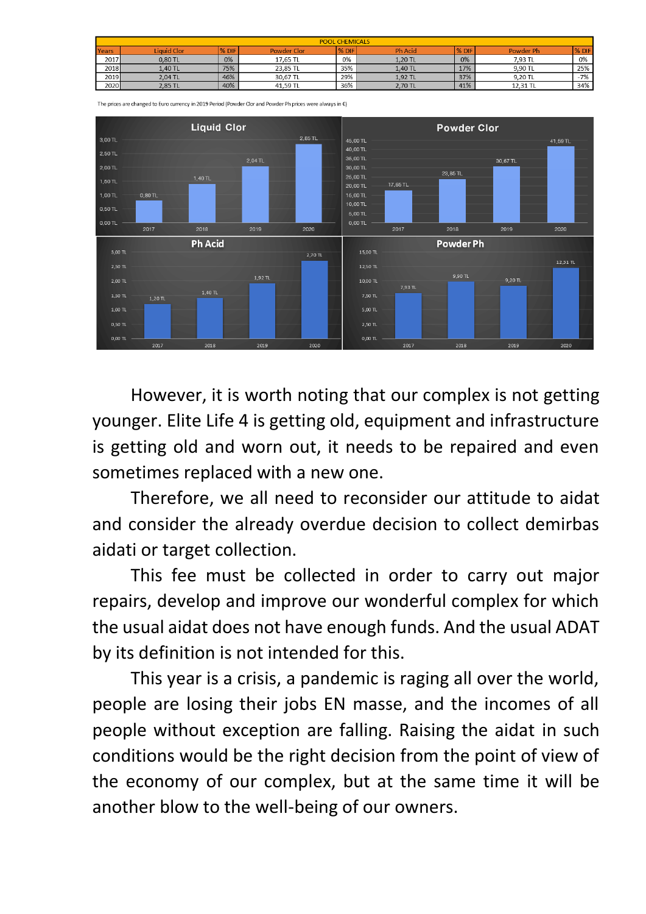| POOL CHEMICALS | | | | | | | | |
|---|---|---|---|---|---|---|---|---|
| Years | Liquid Clor | % DIF | Powder Clor | % DIF | Ph Acid | % DIF | Powder Ph | % DIF |
| 2017 | 0,80 TL | 0% | 17,65 TL | 0% | 1,20 TL | 0% | 7,93 TL | 0% |
| 2018 | 1,40 TL | 75% | 23,85 TL | 35% | 1,40 TL | 17% | 9,90 TL | 25% |
| 2019 | 2,04 TL | 46% | 30,67 TL | 29% | 1,92 TL | 37% | 9,20 TL | -7% |
| 2020 | 2,85 TL | 40% | 41,59 TL | 36% | 2,70 TL | 41% | 12,31 TL | 34% |

The prices are changed to Euro currency in 2019 Period (Powder Clor and Powder Ph prices were always in €)

However, it is worth noting that our complex is not getting younger. Elite Life 4 is getting old, equipment and infrastructure is getting old and worn out, it needs to be repaired and even sometimes replaced with a new one.

Therefore, we all need to reconsider our attitude to aidat and consider the already overdue decision to collect demirbas aidati or target collection.

This fee must be collected in order to carry out major repairs, develop and improve our wonderful complex for which the usual aidat does not have enough funds. And the usual ADAT by its definition is not intended for this.

This year is a crisis, a pandemic is raging all over the world, people are losing their jobs EN masse, and the incomes of all people without exception are falling. Raising the aidat in such conditions would be the right decision from the point of view of the economy of our complex, but at the same time it will be another blow to the well-being of our owners.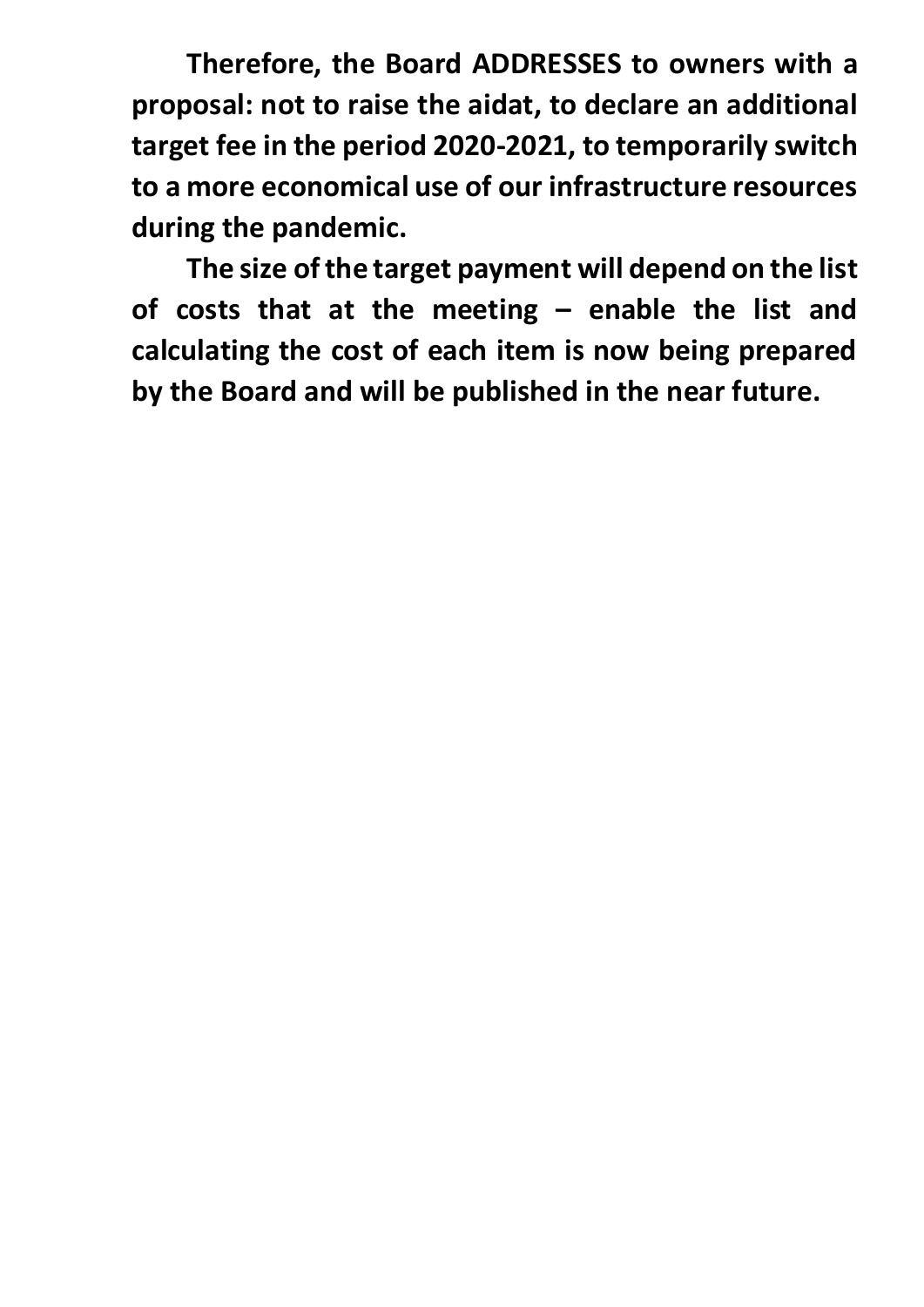**Therefore, the Board ADDRESSES to owners with a proposal: not to raise the aidat, to declare an additional target fee in the period 2020-2021, to temporarily switch to a more economical use of our infrastructure resources during the pandemic.**

**The size of the target payment will depend on the list of costs that at the meeting – enable the list and calculating the cost of each item is now being prepared by the Board and will be published in the near future.**